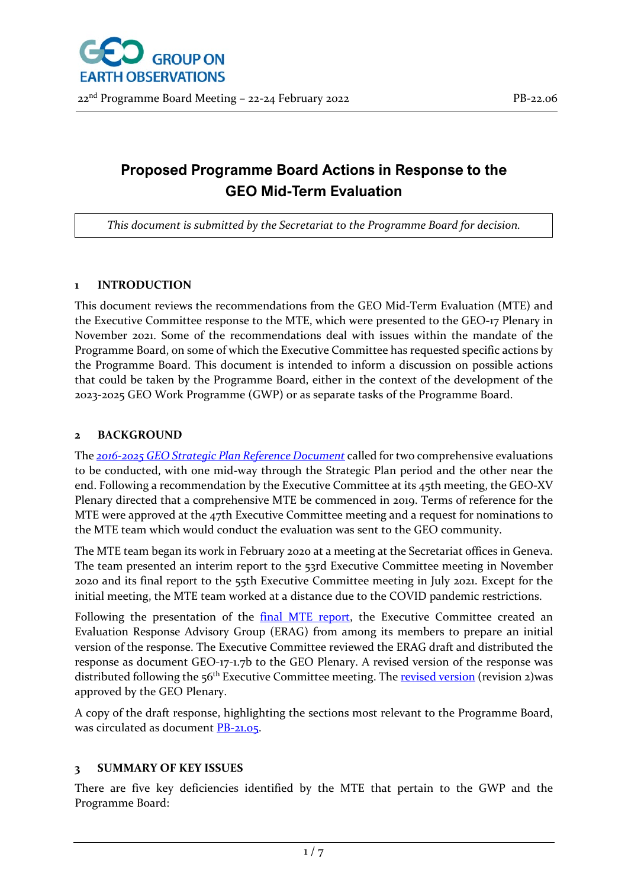# Proposed Programme Board Actions in Response to the GEO Mid-Term Evaluation

*This document is submitted by the Secretariat to the Programme Board for decision.*

## 1 INTRODUCTION

This document reviews the recommendations from the GEO Mid-Term Evaluation (MTE) and the Executive Committee response to the MTE, which were presented to the GEO-17 Plenary in November 2021. Some of the recommendations deal with issues within the mandate of the Programme Board, on some of which the Executive Committee has requested specific actions by the Programme Board. This document is intended to inform a discussion on possible actions that could be taken by the Programme Board, either in the context of the development of the 2023-2025 GEO Work Programme (GWP) or as separate tasks of the Programme Board.

## 2 BACKGROUND

The *2016-2025 GEO Strategic Plan Reference Document* called for two comprehensive evaluations to be conducted, with one mid-way through the Strategic Plan period and the other near the end. Following a recommendation by the Executive Committee at its 45th meeting, the GEO-XV Plenary directed that a comprehensive MTE be commenced in 2019. Terms of reference for the MTE were approved at the 47th Executive Committee meeting and a request for nominations to the MTE team which would conduct the evaluation was sent to the GEO community.

The MTE team began its work in February 2020 at a meeting at the Secretariat offices in Geneva. The team presented an interim report to the 53rd Executive Committee meeting in November 2020 and its final report to the 55th Executive Committee meeting in July 2021. Except for the initial meeting, the MTE team worked at a distance due to the COVID pandemic restrictions.

Following the presentation of the final MTE report, the Executive Committee created an Evaluation Response Advisory Group (ERAG) from among its members to prepare an initial version of the response. The Executive Committee reviewed the ERAG draft and distributed the response as document GEO-17-1.7b to the GEO Plenary. A revised version of the response was distributed following the 56th Executive Committee meeting. The revised version (revision 2)was approved by the GEO Plenary.

A copy of the draft response, highlighting the sections most relevant to the Programme Board, was circulated as document PB-21.05.

## 3 SUMMARY OF KEY ISSUES

There are five key deficiencies identified by the MTE that pertain to the GWP and the Programme Board: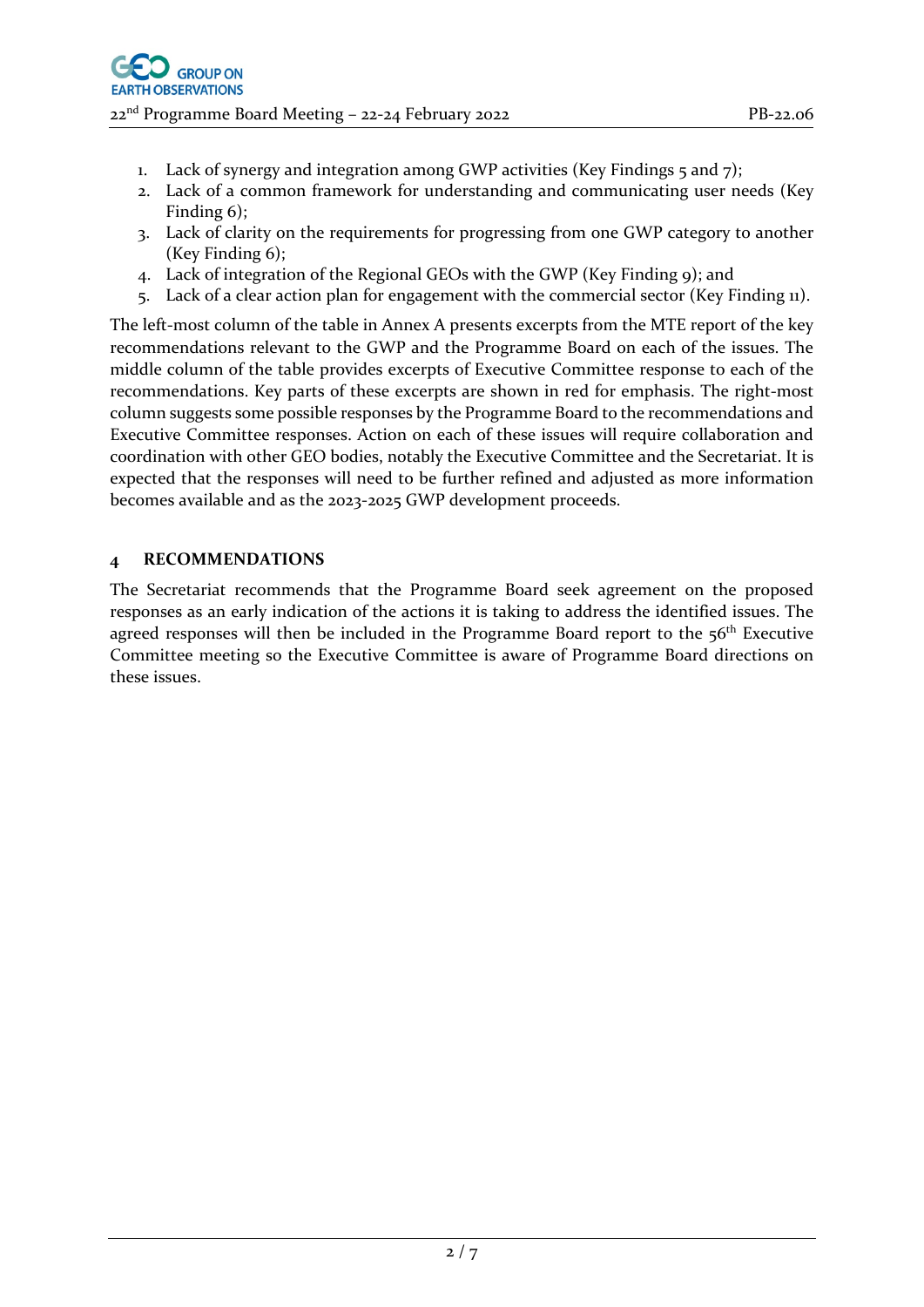1. Lack of synergy and integration among GWP activities (Key Findings 5 and 7);
2. Lack of a common framework for understanding and communicating user needs (Key Finding 6);
3. Lack of clarity on the requirements for progressing from one GWP category to another (Key Finding 6);
4. Lack of integration of the Regional GEOs with the GWP (Key Finding 9); and
5. Lack of a clear action plan for engagement with the commercial sector (Key Finding 11).

The left-most column of the table in Annex A presents excerpts from the MTE report of the key recommendations relevant to the GWP and the Programme Board on each of the issues. The middle column of the table provides excerpts of Executive Committee response to each of the recommendations. Key parts of these excerpts are shown in red for emphasis. The right-most column suggests some possible responses by the Programme Board to the recommendations and Executive Committee responses. Action on each of these issues will require collaboration and coordination with other GEO bodies, notably the Executive Committee and the Secretariat. It is expected that the responses will need to be further refined and adjusted as more information becomes available and as the 2023-2025 GWP development proceeds.

## 4 RECOMMENDATIONS

The Secretariat recommends that the Programme Board seek agreement on the proposed responses as an early indication of the actions it is taking to address the identified issues. The agreed responses will then be included in the Programme Board report to the 56th Executive Committee meeting so the Executive Committee is aware of Programme Board directions on these issues.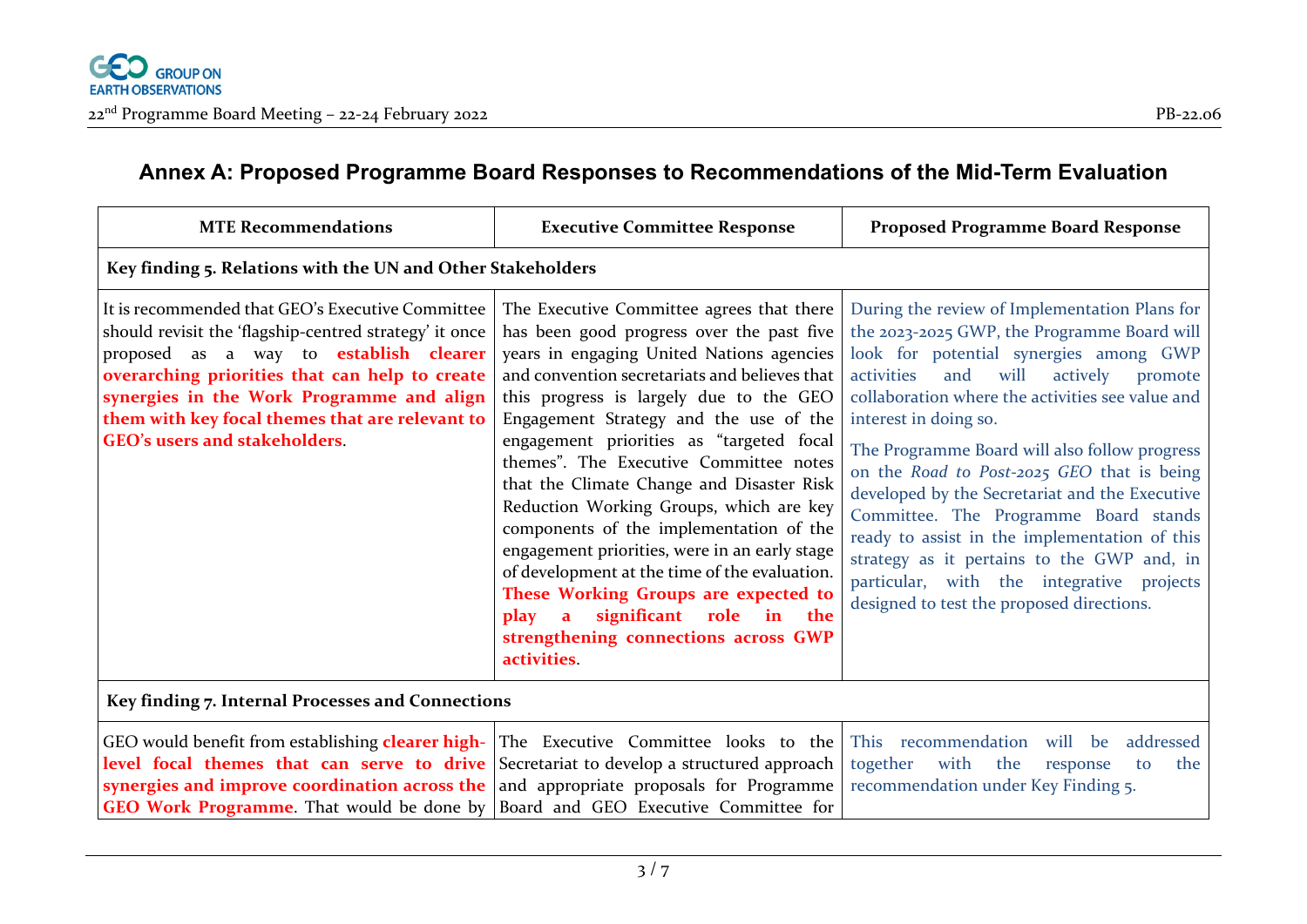## Annex A: Proposed Programme Board Responses to Recommendations of the Mid-Term Evaluation

| MTE Recommendations | Executive Committee Response | Proposed Programme Board Response |
| --- | --- | --- |
| **Key finding 5. Relations with the UN and Other Stakeholders** | | |
| It is recommended that GEO's Executive Committee should revisit the 'flagship-centred strategy' it once proposed as a way to **establish clearer overarching priorities that can help to create synergies in the Work Programme and align them with key focal themes that are relevant to GEO's users and stakeholders**. | The Executive Committee agrees that there has been good progress over the past five years in engaging United Nations agencies and convention secretariats and believes that this progress is largely due to the GEO Engagement Strategy and the use of the engagement priorities as "targeted focal themes". The Executive Committee notes that the Climate Change and Disaster Risk Reduction Working Groups, which are key components of the implementation of the engagement priorities, were in an early stage of development at the time of the evaluation. **These Working Groups are expected to play a significant role in the strengthening connections across GWP activities**. | During the review of Implementation Plans for the 2023-2025 GWP, the Programme Board will look for potential synergies among GWP activities and will actively promote collaboration where the activities see value and interest in doing so.<br><br>The Programme Board will also follow progress on the *Road to Post-2025 GEO* that is being developed by the Secretariat and the Executive Committee. The Programme Board stands ready to assist in the implementation of this strategy as it pertains to the GWP and, in particular, with the integrative projects designed to test the proposed directions. |
| **Key finding 7. Internal Processes and Connections** | | |
| GEO would benefit from establishing **clearer high-level focal themes that can serve to drive synergies and improve coordination across the GEO Work Programme**. That would be done by | The Executive Committee looks to the Secretariat to develop a structured approach and appropriate proposals for Programme Board and GEO Executive Committee for | This recommendation will be addressed together with the response to the recommendation under Key Finding 5. |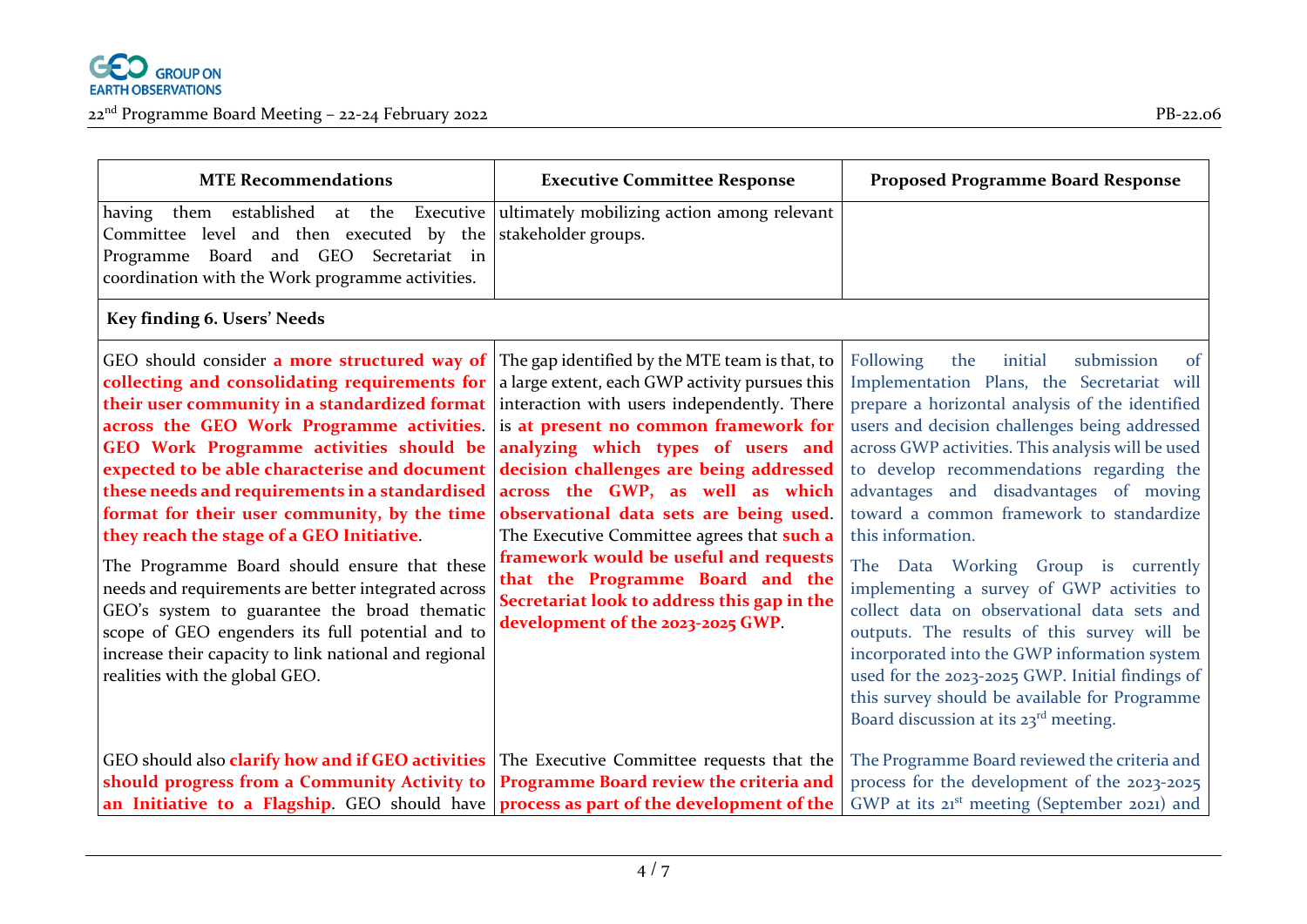| MTE Recommendations | Executive Committee Response | Proposed Programme Board Response |
|---|---|---|
| having them established at the Executive Committee level and then executed by the Programme Board and GEO Secretariat in coordination with the Work programme activities. | ultimately mobilizing action among relevant stakeholder groups. | |
| **Key finding 6. Users' Needs** | | |
| GEO should consider **a more structured way of collecting and consolidating requirements for their user community in a standardized format across the GEO Work Programme activities. GEO Work Programme activities should be expected to be able characterise and document these needs and requirements in a standardised format for their user community, by the time they reach the stage of a GEO Initiative**.<br><br>The Programme Board should ensure that these needs and requirements are better integrated across GEO's system to guarantee the broad thematic scope of GEO engenders its full potential and to increase their capacity to link national and regional realities with the global GEO. | The gap identified by the MTE team is that, to a large extent, each GWP activity pursues this interaction with users independently. There is **at present no common framework for analyzing which types of users and decision challenges are being addressed across the GWP, as well as which observational data sets are being used**. The Executive Committee agrees that **such a framework would be useful and requests that the Programme Board and the Secretariat look to address this gap in the development of the 2023-2025 GWP**. | Following the initial submission of Implementation Plans, the Secretariat will prepare a horizontal analysis of the identified users and decision challenges being addressed across GWP activities. This analysis will be used to develop recommendations regarding the advantages and disadvantages of moving toward a common framework to standardize this information.<br><br>The Data Working Group is currently implementing a survey of GWP activities to collect data on observational data sets and outputs. The results of this survey will be incorporated into the GWP information system used for the 2023-2025 GWP. Initial findings of this survey should be available for Programme Board discussion at its 23rd meeting. |
| GEO should also **clarify how and if GEO activities should progress from a Community Activity to an Initiative to a Flagship**. GEO should have | The Executive Committee requests that the **Programme Board review the criteria and process as part of the development of the** | The Programme Board reviewed the criteria and process for the development of the 2023-2025 GWP at its 21st meeting (September 2021) and |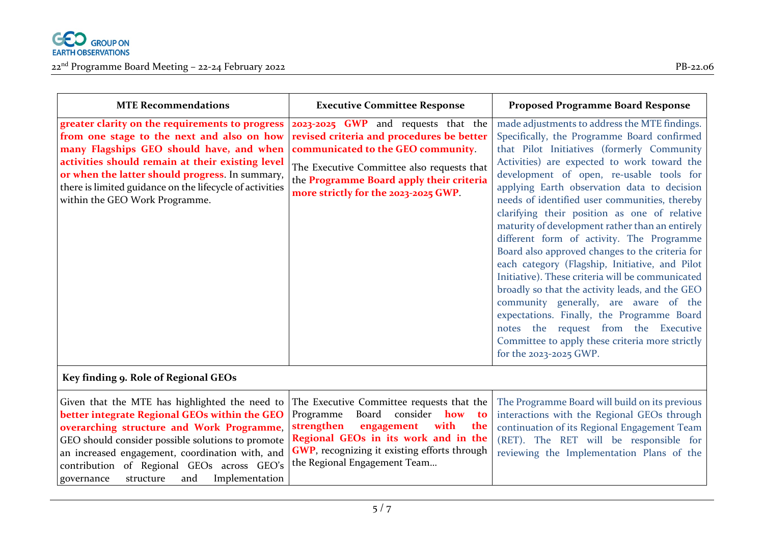| MTE Recommendations | Executive Committee Response | Proposed Programme Board Response |
|---|---|---|
| **greater clarity on the requirements to progress from one stage to the next and also on how many Flagships GEO should have, and when activities should remain at their existing level or when the latter should progress**. In summary, there is limited guidance on the lifecycle of activities within the GEO Work Programme. | **2023-2025 GWP** and requests that the **revised criteria and procedures be better communicated to the GEO community**.<br><br>The Executive Committee also requests that the **Programme Board apply their criteria more strictly for the 2023-2025 GWP**. | made adjustments to address the MTE findings. Specifically, the Programme Board confirmed that Pilot Initiatives (formerly Community Activities) are expected to work toward the development of open, re-usable tools for applying Earth observation data to decision needs of identified user communities, thereby clarifying their position as one of relative maturity of development rather than an entirely different form of activity. The Programme Board also approved changes to the criteria for each category (Flagship, Initiative, and Pilot Initiative). These criteria will be communicated broadly so that the activity leads, and the GEO community generally, are aware of the expectations. Finally, the Programme Board notes the request from the Executive Committee to apply these criteria more strictly for the 2023-2025 GWP. |
| **Key finding 9. Role of Regional GEOs** | | |
| Given that the MTE has highlighted the need to **better integrate Regional GEOs within the GEO overarching structure and Work Programme**, GEO should consider possible solutions to promote an increased engagement, coordination with, and contribution of Regional GEOs across GEO's governance structure and Implementation | The Executive Committee requests that the Programme Board consider **how to strengthen engagement with the Regional GEOs in its work and in the GWP**, recognizing it existing efforts through the Regional Engagement Team… | The Programme Board will build on its previous interactions with the Regional GEOs through continuation of its Regional Engagement Team (RET). The RET will be responsible for reviewing the Implementation Plans of the |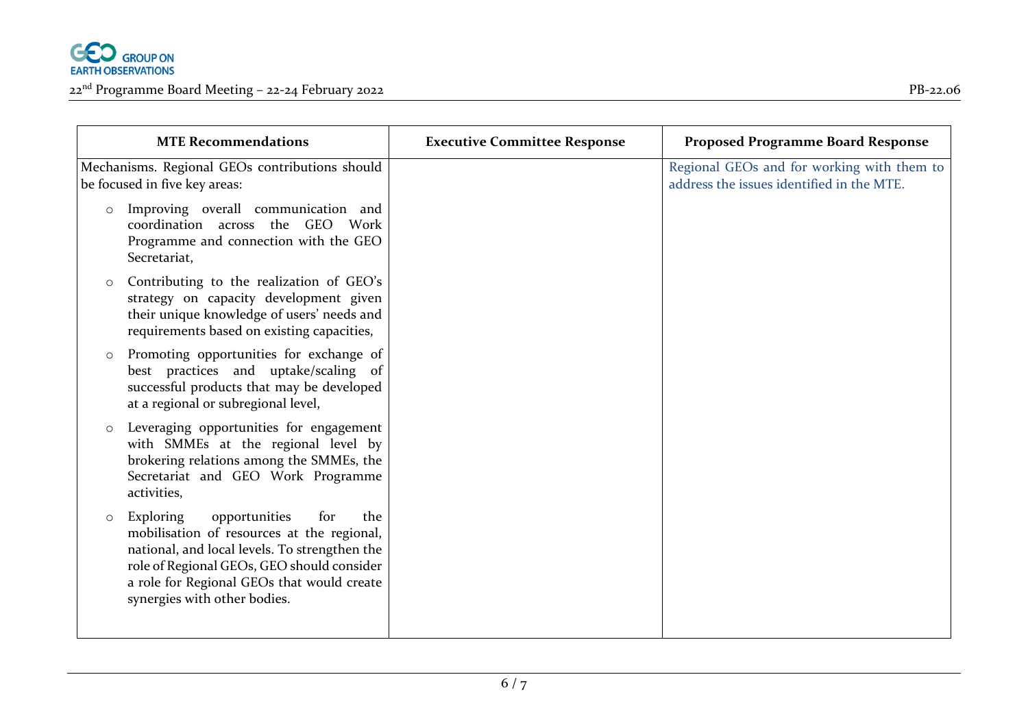| MTE Recommendations | Executive Committee Response | Proposed Programme Board Response |
|---|---|---|
| Mechanisms. Regional GEOs contributions should be focused in five key areas:<br>○ Improving overall communication and coordination across the GEO Work Programme and connection with the GEO Secretariat,<br>○ Contributing to the realization of GEO's strategy on capacity development given their unique knowledge of users' needs and requirements based on existing capacities,<br>○ Promoting opportunities for exchange of best practices and uptake/scaling of successful products that may be developed at a regional or subregional level,<br>○ Leveraging opportunities for engagement with SMMEs at the regional level by brokering relations among the SMMEs, the Secretariat and GEO Work Programme activities,<br>○ Exploring opportunities for the mobilisation of resources at the regional, national, and local levels. To strengthen the role of Regional GEOs, GEO should consider a role for Regional GEOs that would create synergies with other bodies. | | Regional GEOs and for working with them to address the issues identified in the MTE. |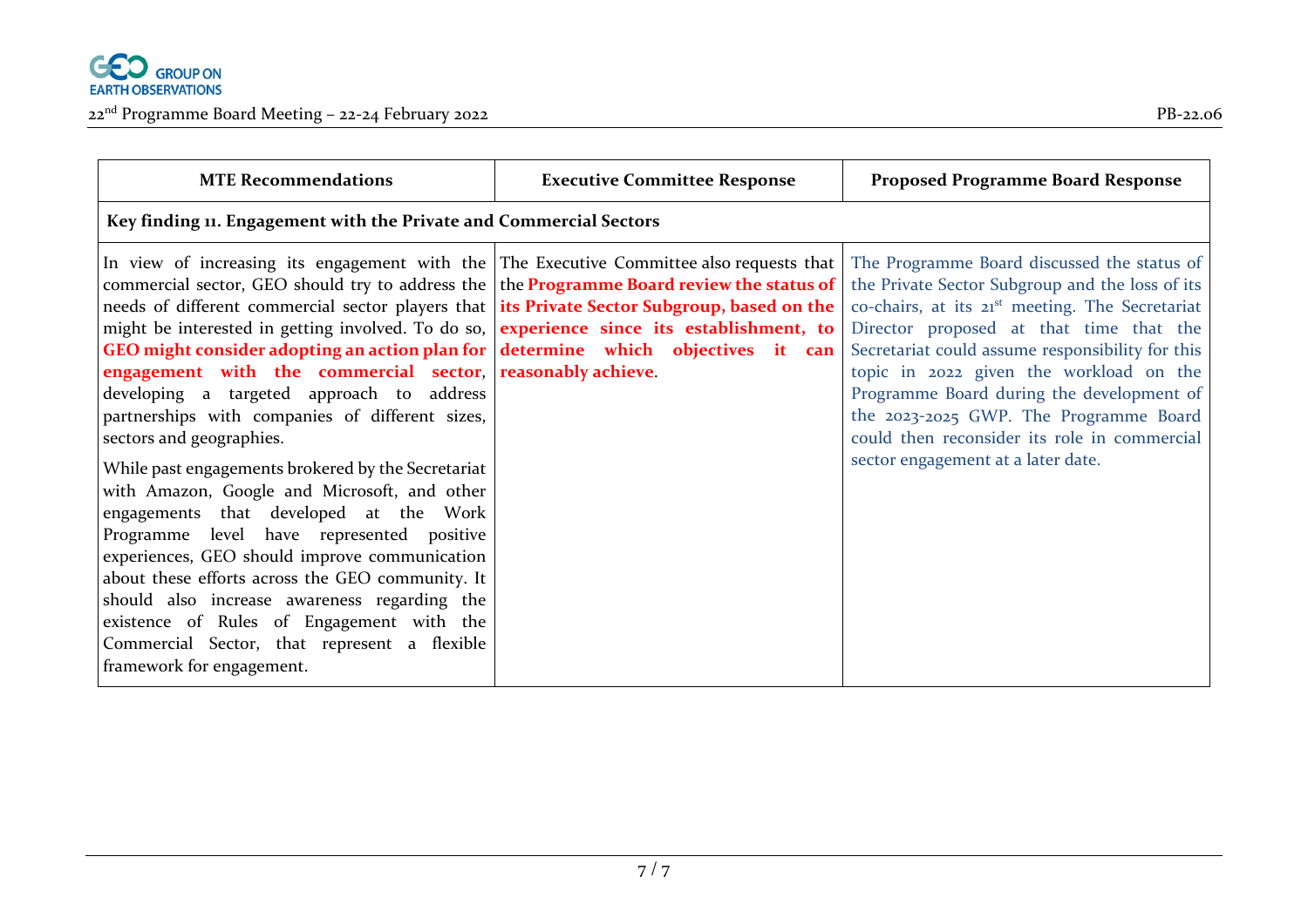| MTE Recommendations | Executive Committee Response | Proposed Programme Board Response |
|---|---|---|
| **Key finding 11. Engagement with the Private and Commercial Sectors** | | |
| In view of increasing its engagement with the commercial sector, GEO should try to address the needs of different commercial sector players that might be interested in getting involved. To do so, **GEO might consider adopting an action plan for engagement with the commercial sector**, developing a targeted approach to address partnerships with companies of different sizes, sectors and geographies.<br><br>While past engagements brokered by the Secretariat with Amazon, Google and Microsoft, and other engagements that developed at the Work Programme level have represented positive experiences, GEO should improve communication about these efforts across the GEO community. It should also increase awareness regarding the existence of Rules of Engagement with the Commercial Sector, that represent a flexible framework for engagement. | The Executive Committee also requests that the **Programme Board review the status of its Private Sector Subgroup, based on the experience since its establishment, to determine which objectives it can reasonably achieve**. | The Programme Board discussed the status of the Private Sector Subgroup and the loss of its co-chairs, at its 21st meeting. The Secretariat Director proposed at that time that the Secretariat could assume responsibility for this topic in 2022 given the workload on the Programme Board during the development of the 2023-2025 GWP. The Programme Board could then reconsider its role in commercial sector engagement at a later date. |